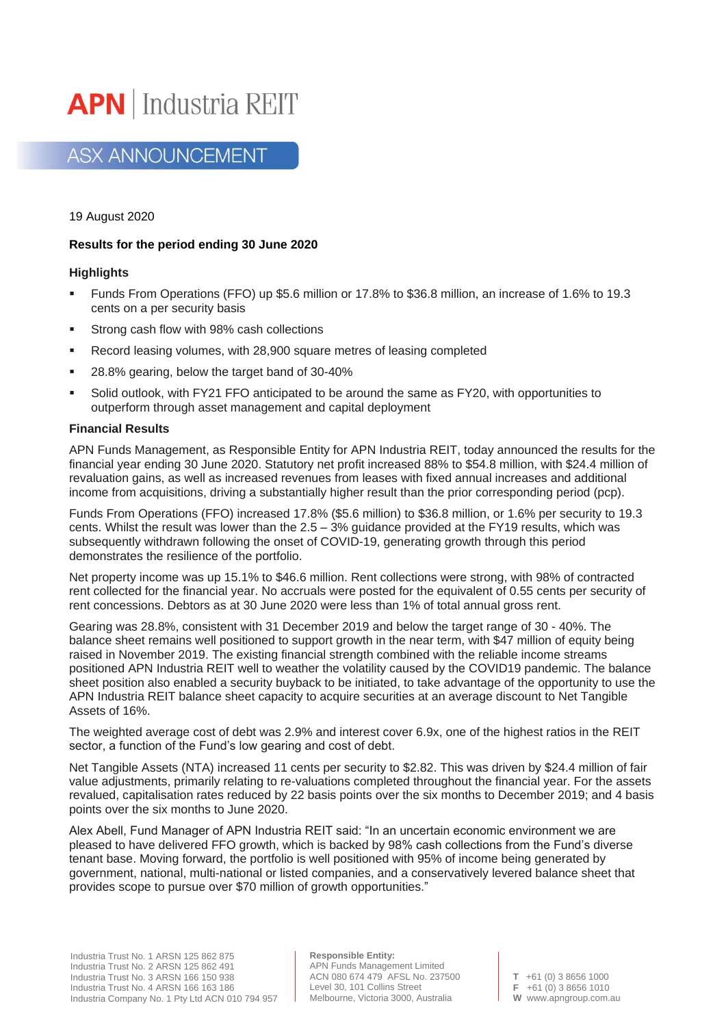# APN | Industria REIT

## ASX ANNOUNCEMENT

19 August 2020

**Results for the period ending 30 June 2020**

### Highlights

- Funds From Operations (FFO) up $5.6 million or 17.8% to $36.8 million, an increase of 1.6% to 19.3 cents on a per security basis
- Strong cash flow with 98% cash collections
- Record leasing volumes, with 28,900 square metres of leasing completed
- 28.8% gearing, below the target band of 30-40%
- Solid outlook, with FY21 FFO anticipated to be around the same as FY20, with opportunities to outperform through asset management and capital deployment

### Financial Results

APN Funds Management, as Responsible Entity for APN Industria REIT, today announced the results for the financial year ending 30 June 2020. Statutory net profit increased 88% to $54.8 million, with $24.4 million of revaluation gains, as well as increased revenues from leases with fixed annual increases and additional income from acquisitions, driving a substantially higher result than the prior corresponding period (pcp).

Funds From Operations (FFO) increased 17.8% ($5.6 million) to $36.8 million, or 1.6% per security to 19.3 cents. Whilst the result was lower than the 2.5 – 3% guidance provided at the FY19 results, which was subsequently withdrawn following the onset of COVID-19, generating growth through this period demonstrates the resilience of the portfolio.

Net property income was up 15.1% to $46.6 million. Rent collections were strong, with 98% of contracted rent collected for the financial year. No accruals were posted for the equivalent of 0.55 cents per security of rent concessions. Debtors as at 30 June 2020 were less than 1% of total annual gross rent.

Gearing was 28.8%, consistent with 31 December 2019 and below the target range of 30 - 40%. The balance sheet remains well positioned to support growth in the near term, with $47 million of equity being raised in November 2019. The existing financial strength combined with the reliable income streams positioned APN Industria REIT well to weather the volatility caused by the COVID19 pandemic. The balance sheet position also enabled a security buyback to be initiated, to take advantage of the opportunity to use the APN Industria REIT balance sheet capacity to acquire securities at an average discount to Net Tangible Assets of 16%.

The weighted average cost of debt was 2.9% and interest cover 6.9x, one of the highest ratios in the REIT sector, a function of the Fund's low gearing and cost of debt.

Net Tangible Assets (NTA) increased 11 cents per security to $2.82. This was driven by $24.4 million of fair value adjustments, primarily relating to re-valuations completed throughout the financial year. For the assets revalued, capitalisation rates reduced by 22 basis points over the six months to December 2019; and 4 basis points over the six months to June 2020.

Alex Abell, Fund Manager of APN Industria REIT said: "In an uncertain economic environment we are pleased to have delivered FFO growth, which is backed by 98% cash collections from the Fund's diverse tenant base. Moving forward, the portfolio is well positioned with 95% of income being generated by government, national, multi-national or listed companies, and a conservatively levered balance sheet that provides scope to pursue over $70 million of growth opportunities."

Industria Trust No. 1 ARSN 125 862 875
Industria Trust No. 2 ARSN 125 862 491
Industria Trust No. 3 ARSN 166 150 938
Industria Trust No. 4 ARSN 166 163 186
Industria Company No. 1 Pty Ltd ACN 010 794 957

**Responsible Entity:**
APN Funds Management Limited
ACN 080 674 479 AFSL No. 237500
Level 30, 101 Collins Street
Melbourne, Victoria 3000, Australia

**T** +61 (0) 3 8656 1000
**F** +61 (0) 3 8656 1010
**W** www.apngroup.com.au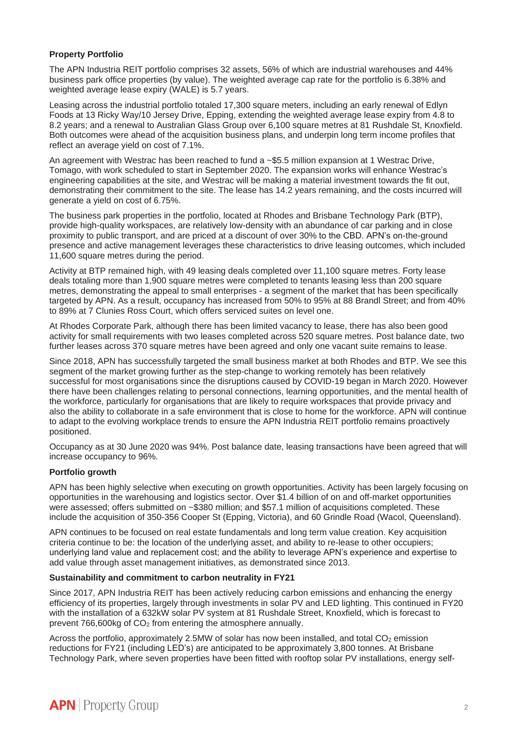**Property Portfolio**

The APN Industria REIT portfolio comprises 32 assets, 56% of which are industrial warehouses and 44% business park office properties (by value). The weighted average cap rate for the portfolio is 6.38% and weighted average lease expiry (WALE) is 5.7 years.

Leasing across the industrial portfolio totaled 17,300 square meters, including an early renewal of Edlyn Foods at 13 Ricky Way/10 Jersey Drive, Epping, extending the weighted average lease expiry from 4.8 to 8.2 years; and a renewal to Australian Glass Group over 6,100 square metres at 81 Rushdale St, Knoxfield. Both outcomes were ahead of the acquisition business plans, and underpin long term income profiles that reflect an average yield on cost of 7.1%.

An agreement with Westrac has been reached to fund a ~$5.5 million expansion at 1 Westrac Drive, Tomago, with work scheduled to start in September 2020. The expansion works will enhance Westrac's engineering capabilities at the site, and Westrac will be making a material investment towards the fit out, demonstrating their commitment to the site. The lease has 14.2 years remaining, and the costs incurred will generate a yield on cost of 6.75%.

The business park properties in the portfolio, located at Rhodes and Brisbane Technology Park (BTP), provide high-quality workspaces, are relatively low-density with an abundance of car parking and in close proximity to public transport, and are priced at a discount of over 30% to the CBD. APN's on-the-ground presence and active management leverages these characteristics to drive leasing outcomes, which included 11,600 square metres during the period.

Activity at BTP remained high, with 49 leasing deals completed over 11,100 square metres. Forty lease deals totaling more than 1,900 square metres were completed to tenants leasing less than 200 square metres, demonstrating the appeal to small enterprises - a segment of the market that has been specifically targeted by APN. As a result, occupancy has increased from 50% to 95% at 88 Brandl Street; and from 40% to 89% at 7 Clunies Ross Court, which offers serviced suites on level one.

At Rhodes Corporate Park, although there has been limited vacancy to lease, there has also been good activity for small requirements with two leases completed across 520 square metres. Post balance date, two further leases across 370 square metres have been agreed and only one vacant suite remains to lease.

Since 2018, APN has successfully targeted the small business market at both Rhodes and BTP. We see this segment of the market growing further as the step-change to working remotely has been relatively successful for most organisations since the disruptions caused by COVID-19 began in March 2020. However there have been challenges relating to personal connections, learning opportunities, and the mental health of the workforce, particularly for organisations that are likely to require workspaces that provide privacy and also the ability to collaborate in a safe environment that is close to home for the workforce. APN will continue to adapt to the evolving workplace trends to ensure the APN Industria REIT portfolio remains proactively positioned.

Occupancy as at 30 June 2020 was 94%. Post balance date, leasing transactions have been agreed that will increase occupancy to 96%.

**Portfolio growth**

APN has been highly selective when executing on growth opportunities. Activity has been largely focusing on opportunities in the warehousing and logistics sector. Over $1.4 billion of on and off-market opportunities were assessed; offers submitted on ~$380 million; and $57.1 million of acquisitions completed. These include the acquisition of 350-356 Cooper St (Epping, Victoria), and 60 Grindle Road (Wacol, Queensland).

APN continues to be focused on real estate fundamentals and long term value creation. Key acquisition criteria continue to be: the location of the underlying asset, and ability to re-lease to other occupiers; underlying land value and replacement cost; and the ability to leverage APN's experience and expertise to add value through asset management initiatives, as demonstrated since 2013.

**Sustainability and commitment to carbon neutrality in FY21**

Since 2017, APN Industria REIT has been actively reducing carbon emissions and enhancing the energy efficiency of its properties, largely through investments in solar PV and LED lighting. This continued in FY20 with the installation of a 632kW solar PV system at 81 Rushdale Street, Knoxfield, which is forecast to prevent 766,600kg of $CO_2$ from entering the atmosphere annually.

Across the portfolio, approximately 2.5MW of solar has now been installed, and total $CO_2$ emission reductions for FY21 (including LED's) are anticipated to be approximately 3,800 tonnes. At Brisbane Technology Park, where seven properties have been fitted with rooftop solar PV installations, energy self-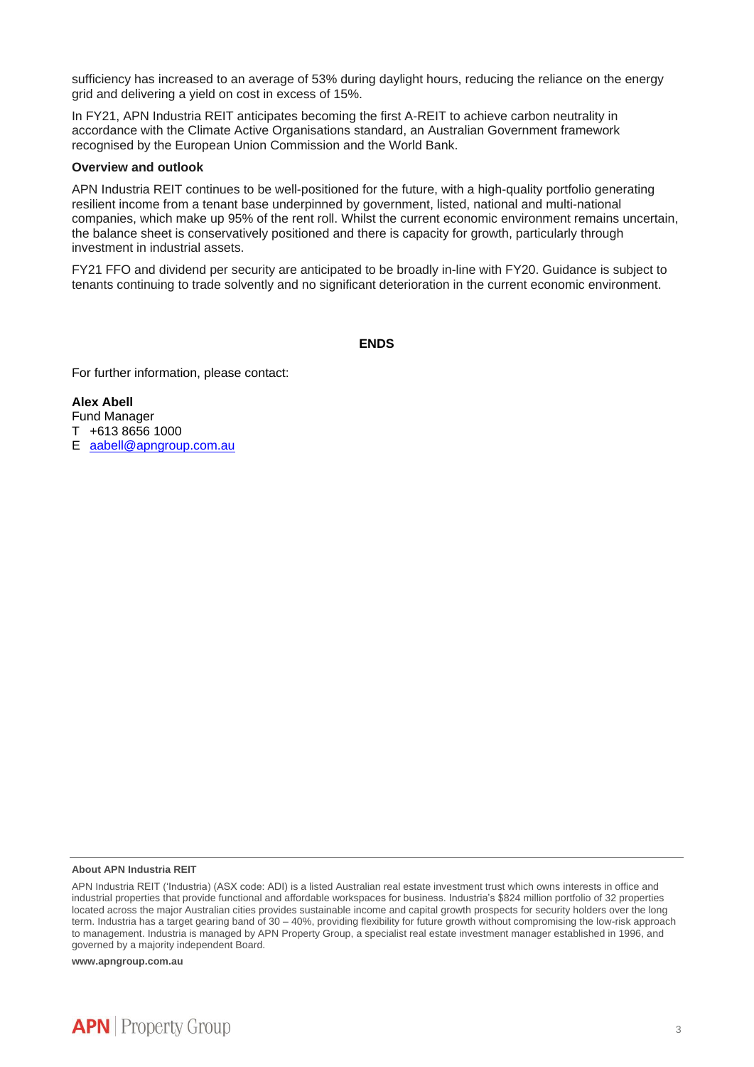sufficiency has increased to an average of 53% during daylight hours, reducing the reliance on the energy grid and delivering a yield on cost in excess of 15%.

In FY21, APN Industria REIT anticipates becoming the first A-REIT to achieve carbon neutrality in accordance with the Climate Active Organisations standard, an Australian Government framework recognised by the European Union Commission and the World Bank.

**Overview and outlook**

APN Industria REIT continues to be well-positioned for the future, with a high-quality portfolio generating resilient income from a tenant base underpinned by government, listed, national and multi-national companies, which make up 95% of the rent roll. Whilst the current economic environment remains uncertain, the balance sheet is conservatively positioned and there is capacity for growth, particularly through investment in industrial assets.

FY21 FFO and dividend per security are anticipated to be broadly in-line with FY20. Guidance is subject to tenants continuing to trade solvently and no significant deterioration in the current economic environment.

**ENDS**

For further information, please contact:

**Alex Abell**
Fund Manager
T +613 8656 1000
E aabell@apngroup.com.au

**About APN Industria REIT**

APN Industria REIT ('Industria) (ASX code: ADI) is a listed Australian real estate investment trust which owns interests in office and industrial properties that provide functional and affordable workspaces for business. Industria's $824 million portfolio of 32 properties located across the major Australian cities provides sustainable income and capital growth prospects for security holders over the long term. Industria has a target gearing band of 30 – 40%, providing flexibility for future growth without compromising the low-risk approach to management. Industria is managed by APN Property Group, a specialist real estate investment manager established in 1996, and governed by a majority independent Board.

**www.apngroup.com.au**

APN | Property Group